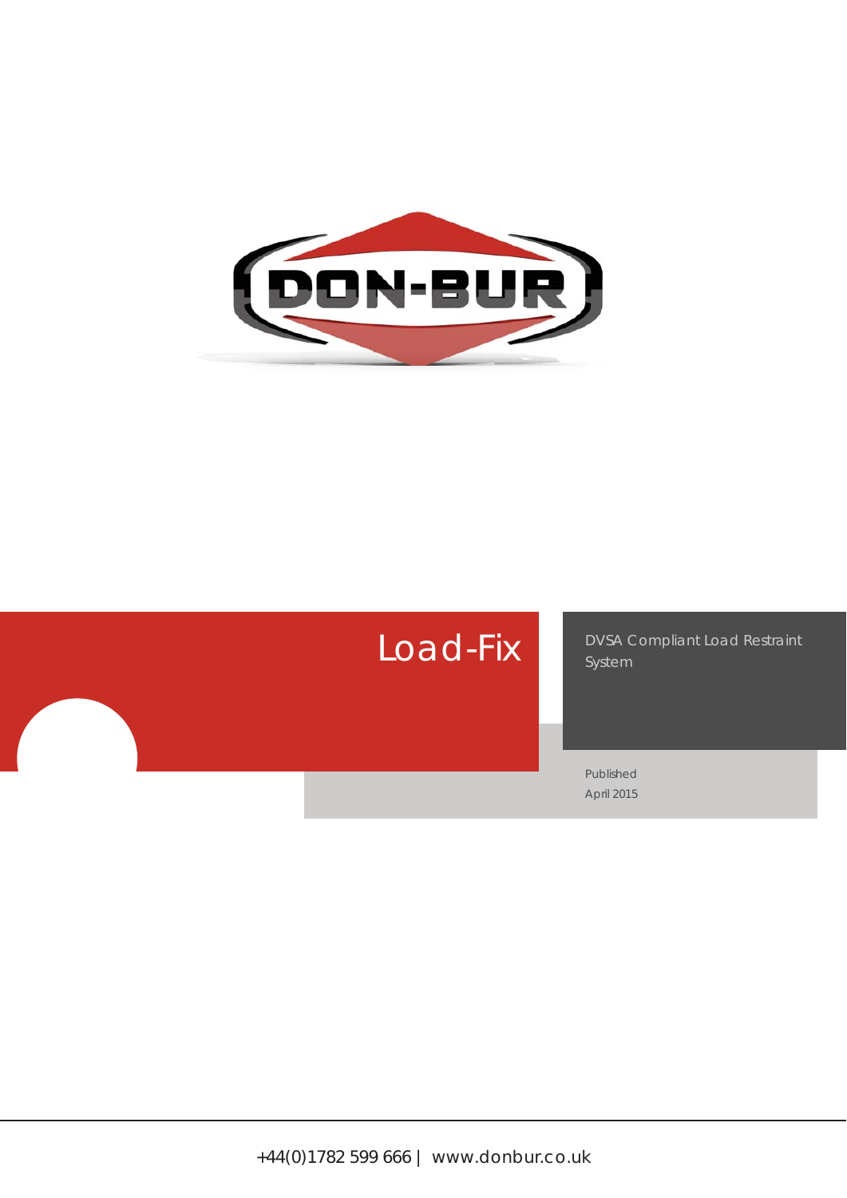DON-BUR

# Load-Fix

DVSA Compliant Load Restraint System

Published
April 2015

+44(0)1782 599 666 | www.donbur.co.uk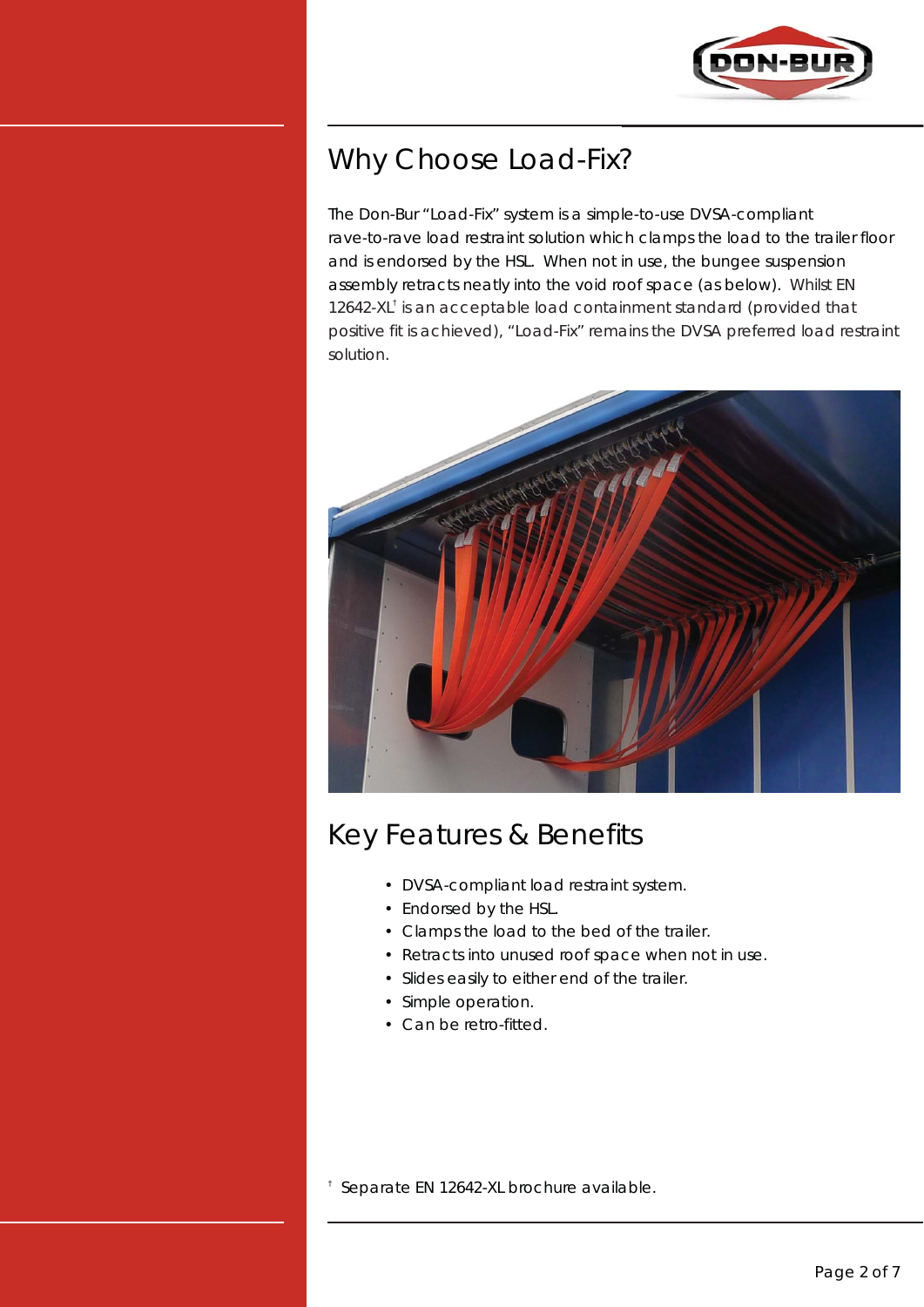## Why Choose Load-Fix?

The Don-Bur "Load-Fix" system is a simple-to-use DVSA-compliant rave-to-rave load restraint solution which clamps the load to the trailer floor and is endorsed by the HSL. When not in use, the bungee suspension assembly retracts neatly into the void roof space (as below). Whilst EN 12642-XL† is an acceptable load containment standard (provided that positive fit is achieved), "Load-Fix" remains the DVSA preferred load restraint solution.

## Key Features & Benefits

- DVSA-compliant load restraint system.
- Endorsed by the HSL.
- Clamps the load to the bed of the trailer.
- Retracts into unused roof space when not in use.
- Slides easily to either end of the trailer.
- Simple operation.
- Can be retro-fitted.

† Separate EN 12642-XL brochure available.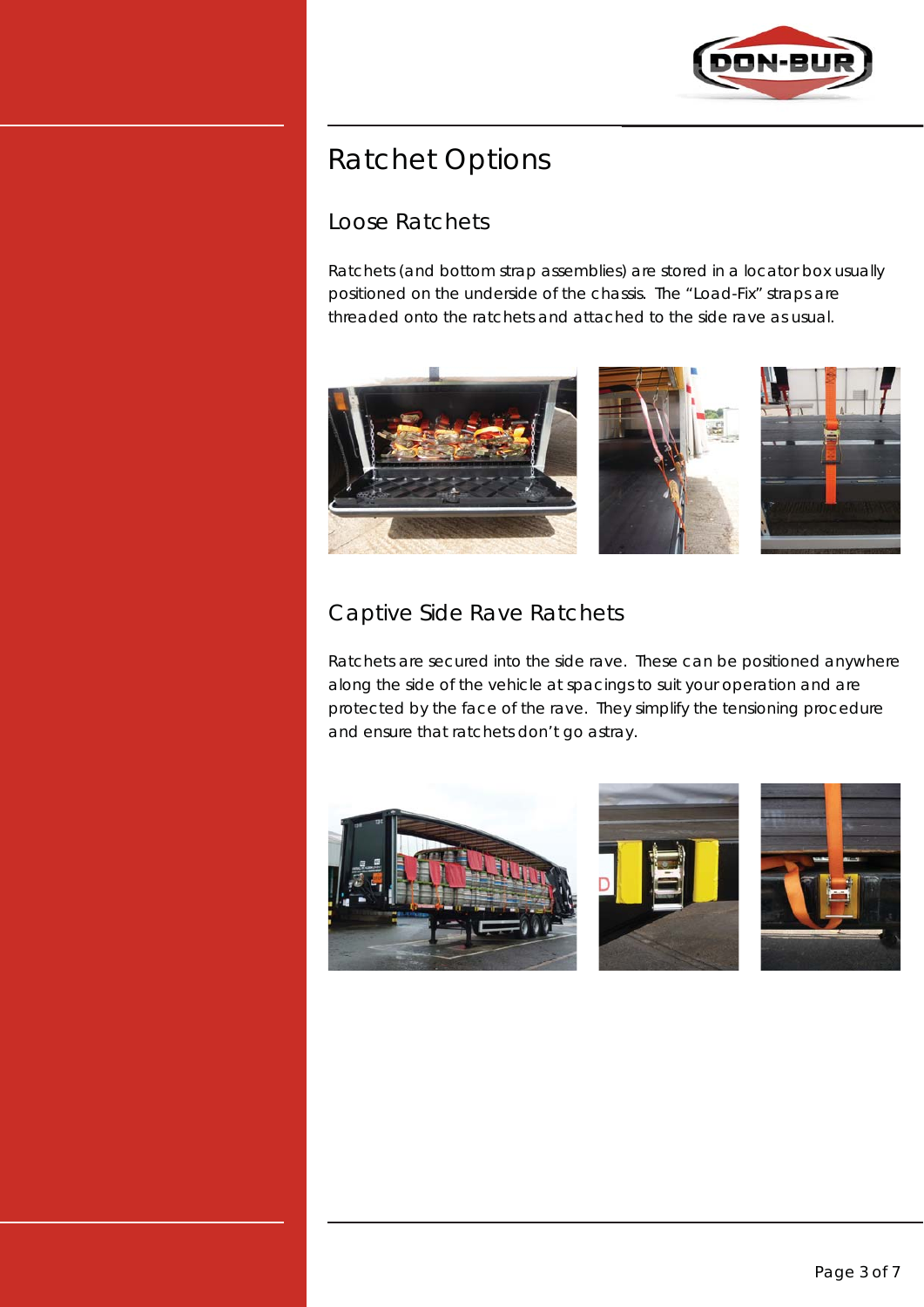# Ratchet Options

## Loose Ratchets

Ratchets (and bottom strap assemblies) are stored in a locator box usually positioned on the underside of the chassis. The "Load-Fix" straps are threaded onto the ratchets and attached to the side rave as usual.

## Captive Side Rave Ratchets

Ratchets are secured into the side rave. These can be positioned anywhere along the side of the vehicle at spacings to suit your operation and are protected by the face of the rave. They simplify the tensioning procedure and ensure that ratchets don't go astray.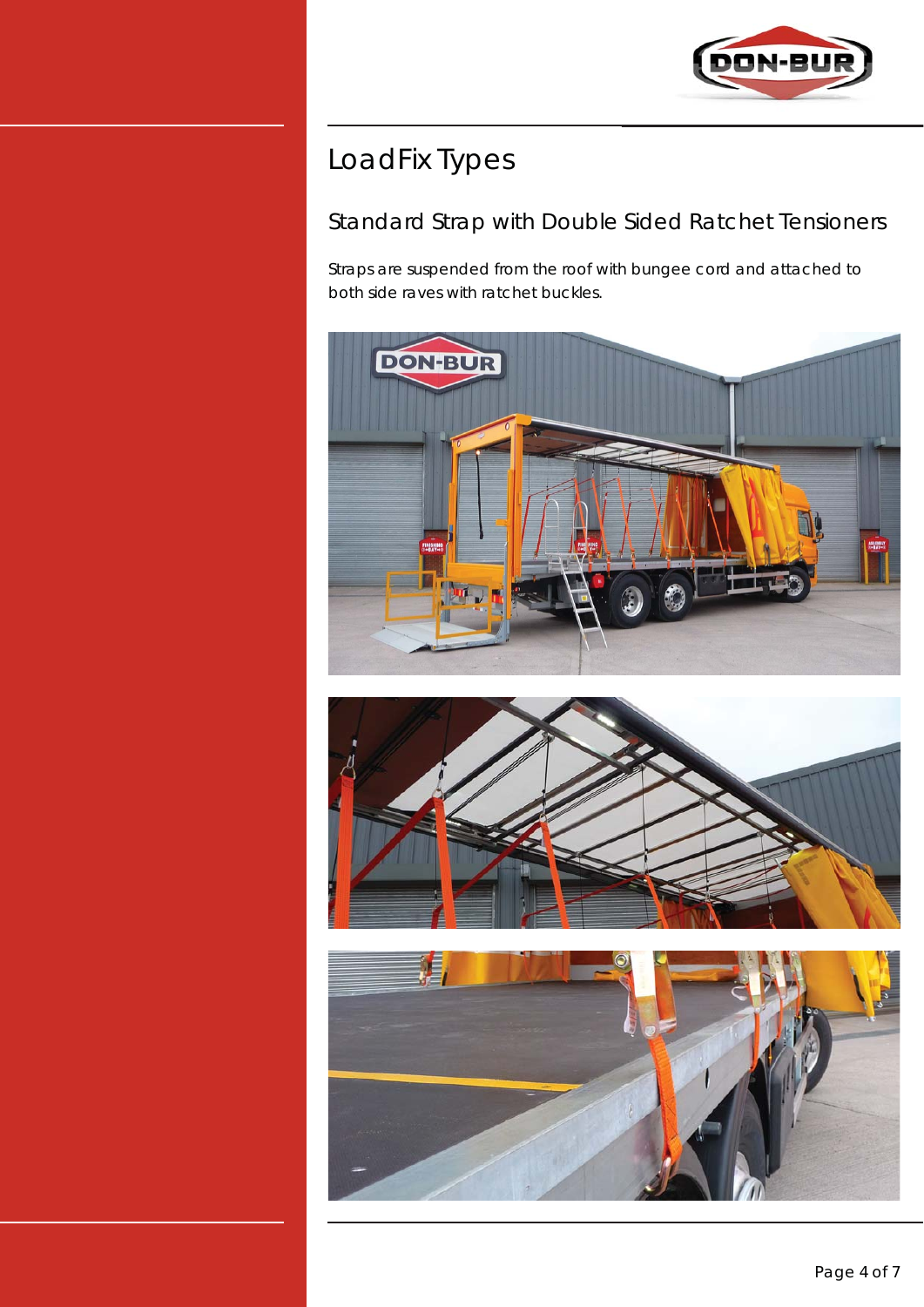# LoadFix Types

## Standard Strap with Double Sided Ratchet Tensioners

Straps are suspended from the roof with bungee cord and attached to both side raves with ratchet buckles.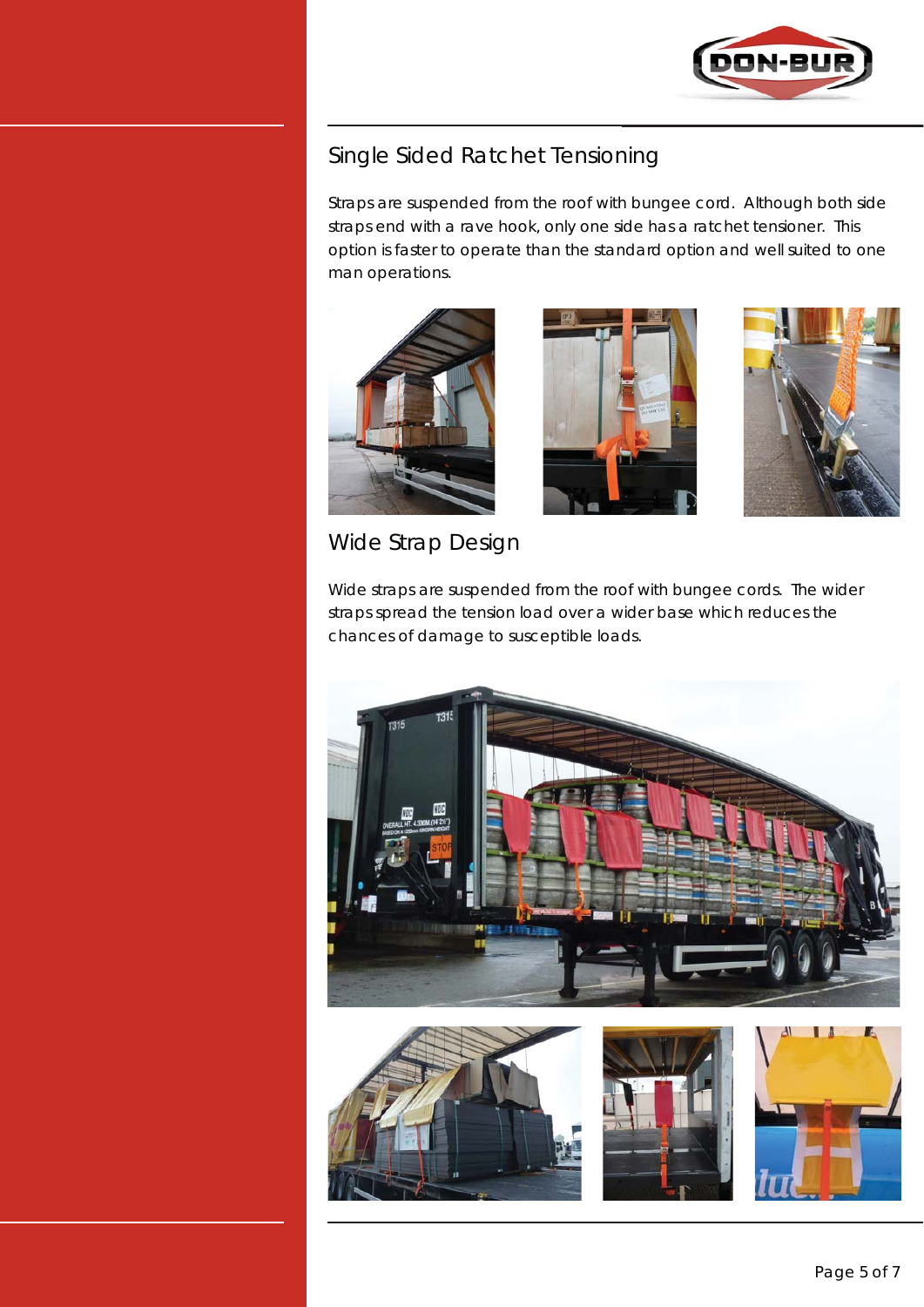## Single Sided Ratchet Tensioning

Straps are suspended from the roof with bungee cord. Although both side straps end with a rave hook, only one side has a ratchet tensioner. This option is faster to operate than the standard option and well suited to one man operations.

## Wide Strap Design

Wide straps are suspended from the roof with bungee cords. The wider straps spread the tension load over a wider base which reduces the chances of damage to susceptible loads.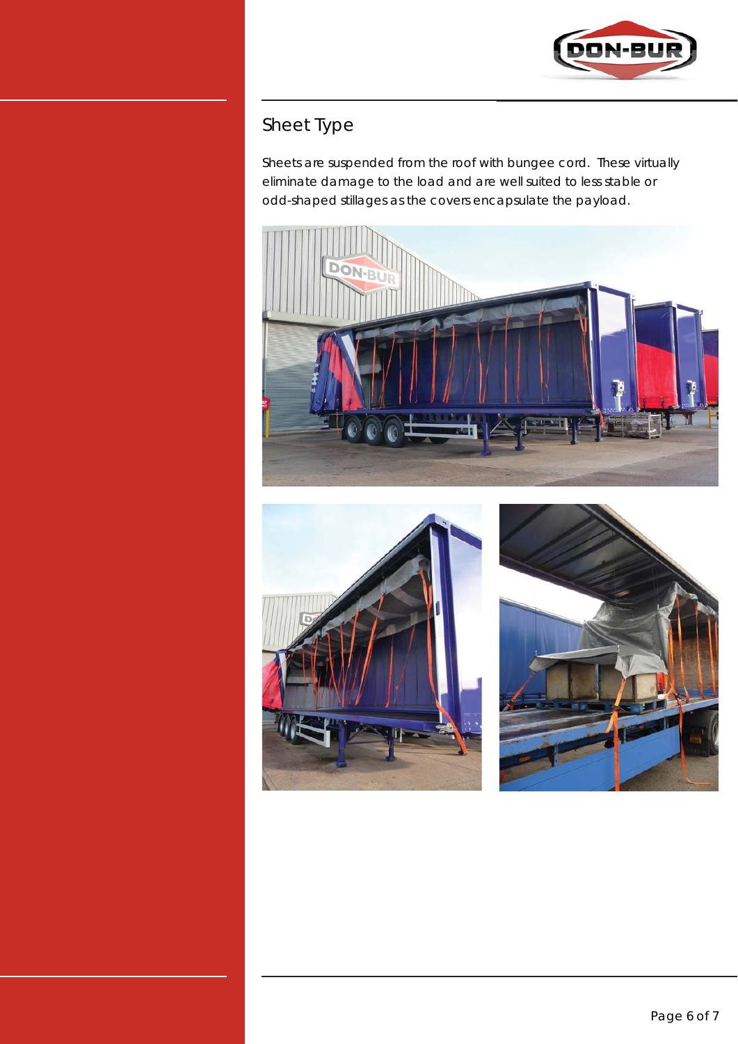## Sheet Type

Sheets are suspended from the roof with bungee cord. These virtually eliminate damage to the load and are well suited to less stable or odd-shaped stillages as the covers encapsulate the payload.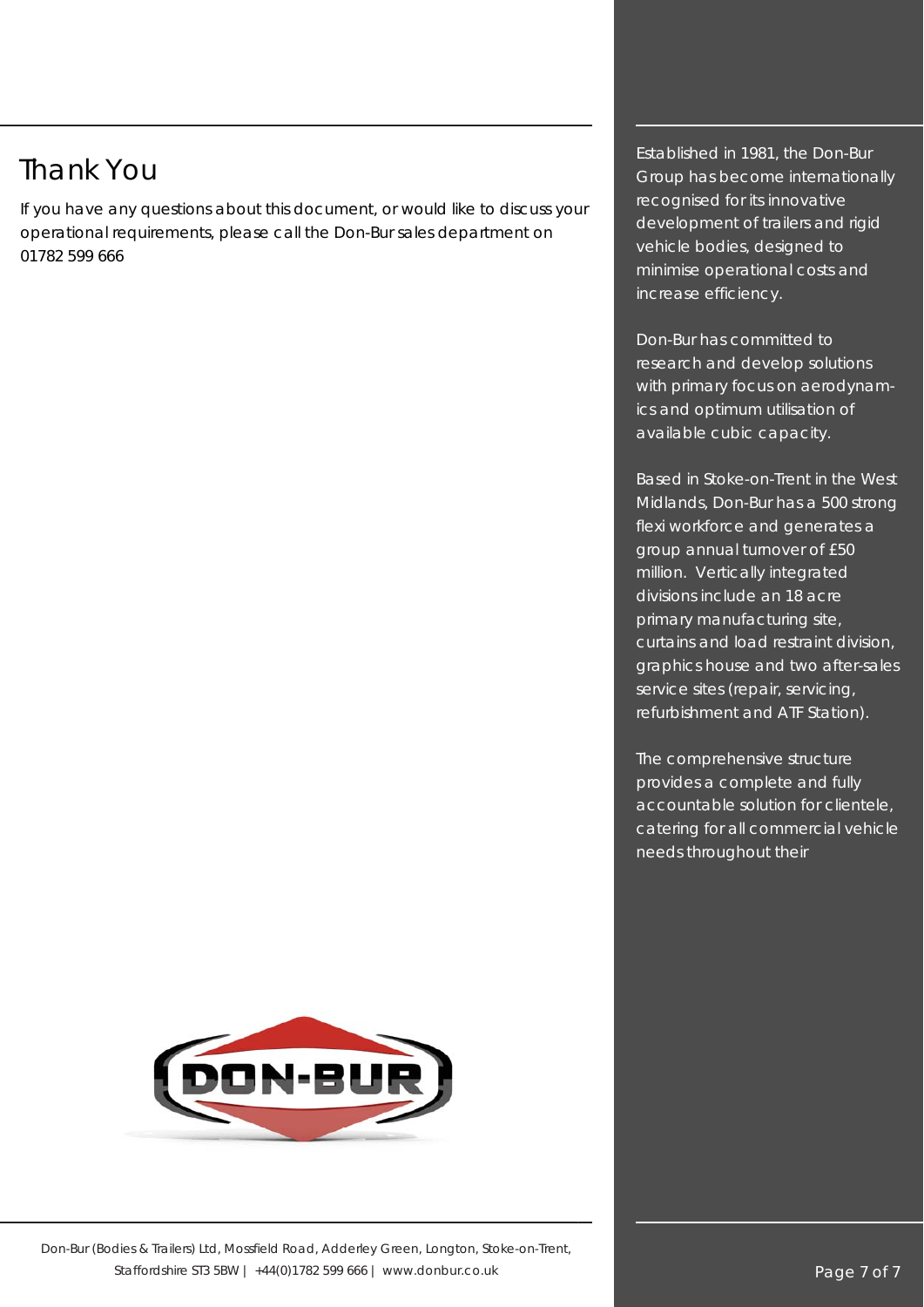# Thank You

If you have any questions about this document, or would like to discuss your operational requirements, please call the Don-Bur sales department on 01782 599 666

Established in 1981, the Don-Bur Group has become internationally recognised for its innovative development of trailers and rigid vehicle bodies, designed to minimise operational costs and increase efficiency.

Don-Bur has committed to research and develop solutions with primary focus on aerodynamics and optimum utilisation of available cubic capacity.

Based in Stoke-on-Trent in the West Midlands, Don-Bur has a 500 strong flexi workforce and generates a group annual turnover of £50 million. Vertically integrated divisions include an 18 acre primary manufacturing site, curtains and load restraint division, graphics house and two after-sales service sites (repair, servicing, refurbishment and ATF Station).

The comprehensive structure provides a complete and fully accountable solution for clientele, catering for all commercial vehicle needs throughout their

Don-Bur (Bodies & Trailers) Ltd, Mossfield Road, Adderley Green, Longton, Stoke-on-Trent, Staffordshire ST3 5BW | +44(0)1782 599 666 | www.donbur.co.uk